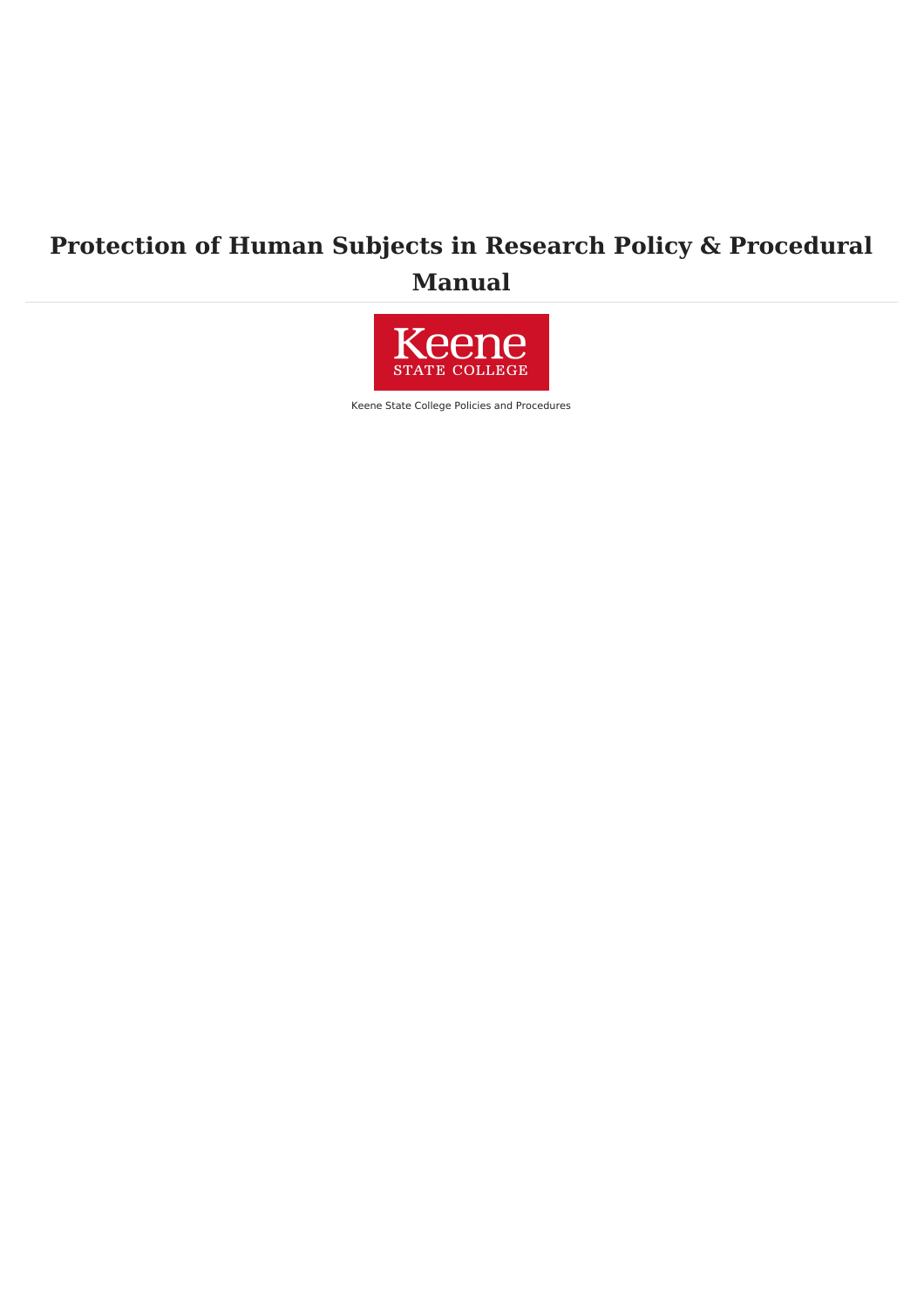# Protection of Human Subjects in Research Policy & Procedural Manual

Keene State College

Keene State College Policies and Procedures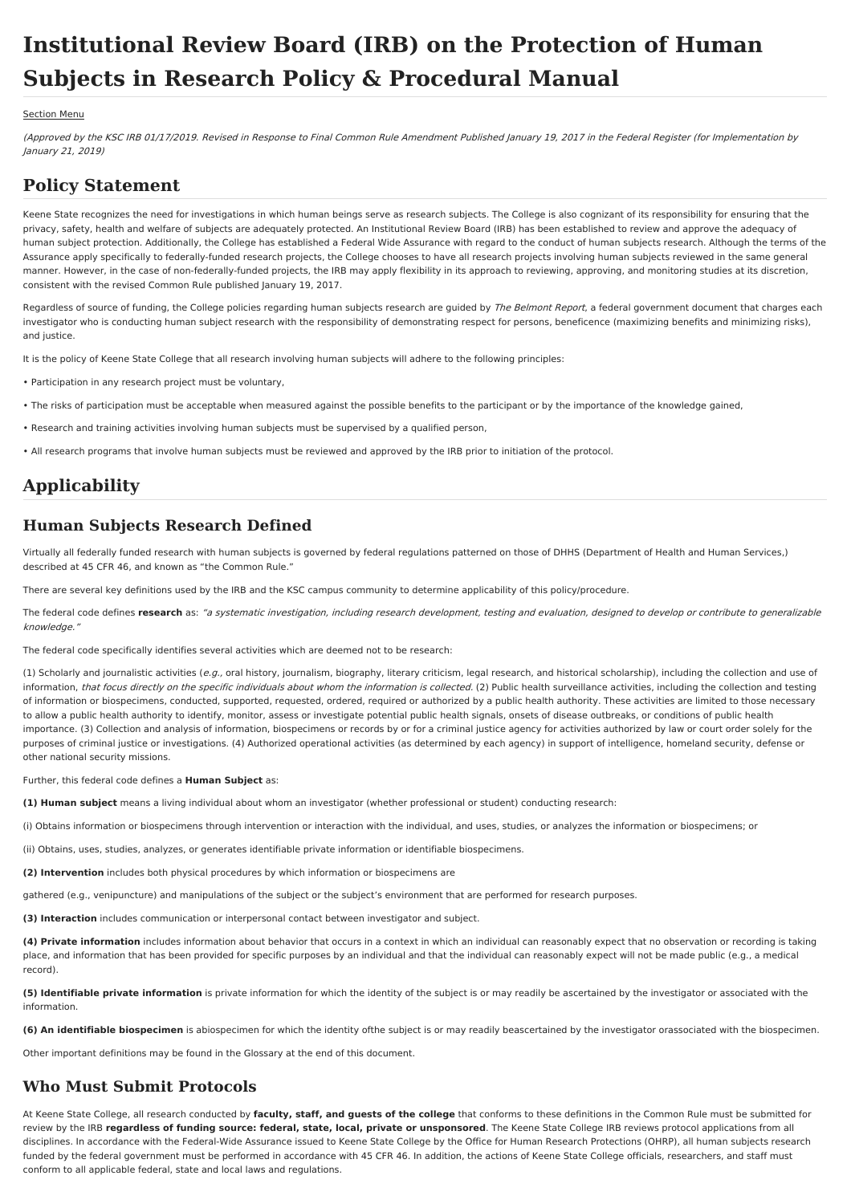# Institutional Review Board (IRB) on the Protection of Human Subjects in Research Policy & Procedural Manual

Section Menu

*(Approved by the KSC IRB 01/17/2019. Revised in Response to Final Common Rule Amendment Published January 19, 2017 in the Federal Register (for Implementation by January 21, 2019)*

## Policy Statement

Keene State recognizes the need for investigations in which human beings serve as research subjects. The College is also cognizant of its responsibility for ensuring that the privacy, safety, health and welfare of subjects are adequately protected. An Institutional Review Board (IRB) has been established to review and approve the adequacy of human subject protection. Additionally, the College has established a Federal Wide Assurance with regard to the conduct of human subjects research. Although the terms of the Assurance apply specifically to federally-funded research projects, the College chooses to have all research projects involving human subjects reviewed in the same general manner. However, in the case of non-federally-funded projects, the IRB may apply flexibility in its approach to reviewing, approving, and monitoring studies at its discretion, consistent with the revised Common Rule published January 19, 2017.

Regardless of source of funding, the College policies regarding human subjects research are guided by *The Belmont Report*, a federal government document that charges each investigator who is conducting human subject research with the responsibility of demonstrating respect for persons, beneficence (maximizing benefits and minimizing risks), and justice.

It is the policy of Keene State College that all research involving human subjects will adhere to the following principles:

- Participation in any research project must be voluntary,
- The risks of participation must be acceptable when measured against the possible benefits to the participant or by the importance of the knowledge gained,
- Research and training activities involving human subjects must be supervised by a qualified person,
- All research programs that involve human subjects must be reviewed and approved by the IRB prior to initiation of the protocol.

## Applicability

## Human Subjects Research Defined

Virtually all federally funded research with human subjects is governed by federal regulations patterned on those of DHHS (Department of Health and Human Services,) described at 45 CFR 46, and known as "the Common Rule."

There are several key definitions used by the IRB and the KSC campus community to determine applicability of this policy/procedure.

The federal code defines **research** as: *"a systematic investigation, including research development, testing and evaluation, designed to develop or contribute to generalizable knowledge."*

The federal code specifically identifies several activities which are deemed not to be research:

(1) Scholarly and journalistic activities (*e.g.*, oral history, journalism, biography, literary criticism, legal research, and historical scholarship), including the collection and use of information, *that focus directly on the specific individuals about whom the information is collected.* (2) Public health surveillance activities, including the collection and testing of information or biospecimens, conducted, supported, requested, ordered, required or authorized by a public health authority. These activities are limited to those necessary to allow a public health authority to identify, monitor, assess or investigate potential public health signals, onsets of disease outbreaks, or conditions of public health importance. (3) Collection and analysis of information, biospecimens or records by or for a criminal justice agency for activities authorized by law or court order solely for the purposes of criminal justice or investigations. (4) Authorized operational activities (as determined by each agency) in support of intelligence, homeland security, defense or other national security missions.

Further, this federal code defines a **Human Subject** as:

**(1) Human subject** means a living individual about whom an investigator (whether professional or student) conducting research:

(i) Obtains information or biospecimens through intervention or interaction with the individual, and uses, studies, or analyzes the information or biospecimens; or

(ii) Obtains, uses, studies, analyzes, or generates identifiable private information or identifiable biospecimens.

**(2) Intervention** includes both physical procedures by which information or biospecimens are

gathered (e.g., venipuncture) and manipulations of the subject or the subject's environment that are performed for research purposes.

**(3) Interaction** includes communication or interpersonal contact between investigator and subject.

**(4) Private information** includes information about behavior that occurs in a context in which an individual can reasonably expect that no observation or recording is taking place, and information that has been provided for specific purposes by an individual and that the individual can reasonably expect will not be made public (e.g., a medical record).

**(5) Identifiable private information** is private information for which the identity of the subject is or may readily be ascertained by the investigator or associated with the information.

**(6) An identifiable biospecimen** is abiospecimen for which the identity ofthe subject is or may readily beascertained by the investigator orassociated with the biospecimen.

Other important definitions may be found in the Glossary at the end of this document.

## Who Must Submit Protocols

At Keene State College, all research conducted by **faculty, staff, and guests of the college** that conforms to these definitions in the Common Rule must be submitted for review by the IRB **regardless of funding source: federal, state, local, private or unsponsored**. The Keene State College IRB reviews protocol applications from all disciplines. In accordance with the Federal-Wide Assurance issued to Keene State College by the Office for Human Research Protections (OHRP), all human subjects research funded by the federal government must be performed in accordance with 45 CFR 46. In addition, the actions of Keene State College officials, researchers, and staff must conform to all applicable federal, state and local laws and regulations.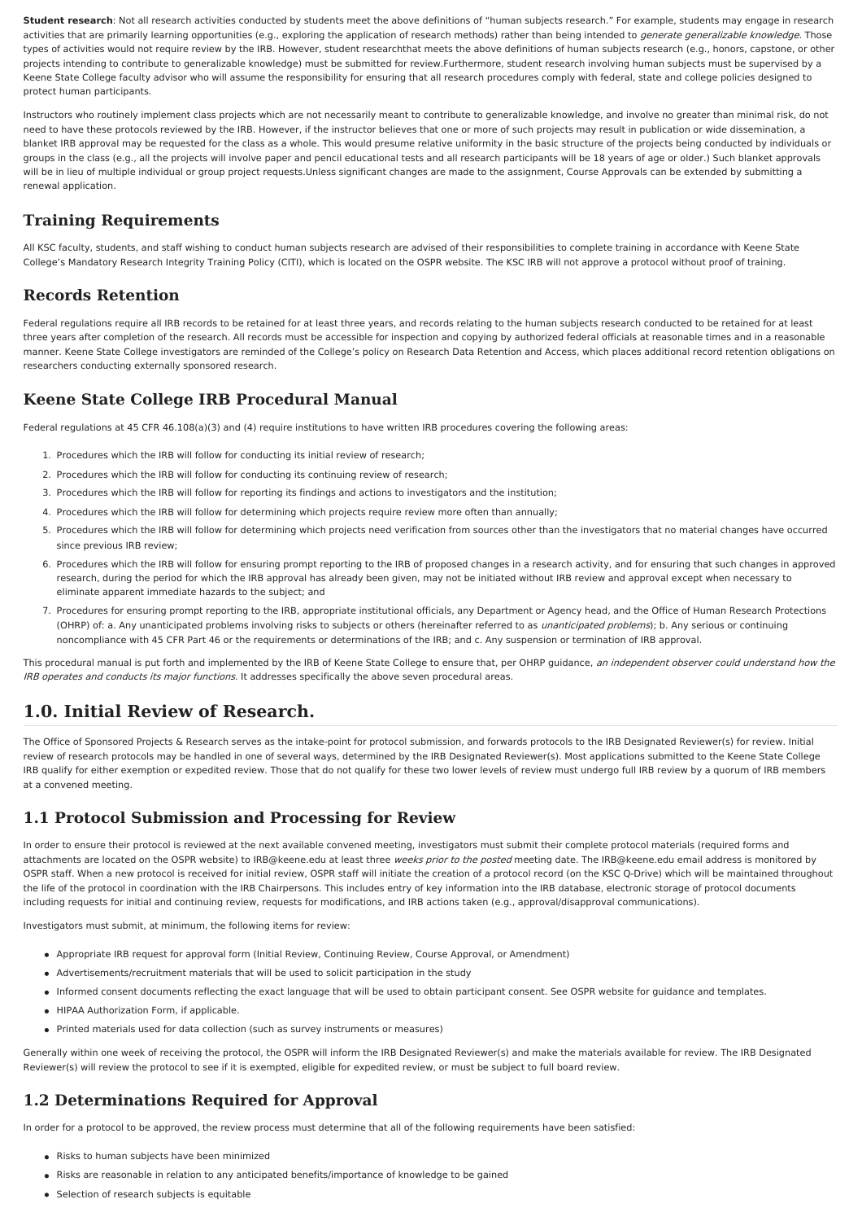**Student research**: Not all research activities conducted by students meet the above definitions of "human subjects research." For example, students may engage in research activities that are primarily learning opportunities (e.g., exploring the application of research methods) rather than being intended to *generate generalizable knowledge*. Those types of activities would not require review by the IRB. However, student researchthat meets the above definitions of human subjects research (e.g., honors, capstone, or other projects intending to contribute to generalizable knowledge) must be submitted for review.Furthermore, student research involving human subjects must be supervised by a Keene State College faculty advisor who will assume the responsibility for ensuring that all research procedures comply with federal, state and college policies designed to protect human participants.

Instructors who routinely implement class projects which are not necessarily meant to contribute to generalizable knowledge, and involve no greater than minimal risk, do not need to have these protocols reviewed by the IRB. However, if the instructor believes that one or more of such projects may result in publication or wide dissemination, a blanket IRB approval may be requested for the class as a whole. This would presume relative uniformity in the basic structure of the projects being conducted by individuals or groups in the class (e.g., all the projects will involve paper and pencil educational tests and all research participants will be 18 years of age or older.) Such blanket approvals will be in lieu of multiple individual or group project requests.Unless significant changes are made to the assignment, Course Approvals can be extended by submitting a renewal application.

## Training Requirements

All KSC faculty, students, and staff wishing to conduct human subjects research are advised of their responsibilities to complete training in accordance with Keene State College's Mandatory Research Integrity Training Policy (CITI), which is located on the OSPR website. The KSC IRB will not approve a protocol without proof of training.

## Records Retention

Federal regulations require all IRB records to be retained for at least three years, and records relating to the human subjects research conducted to be retained for at least three years after completion of the research. All records must be accessible for inspection and copying by authorized federal officials at reasonable times and in a reasonable manner. Keene State College investigators are reminded of the College's policy on Research Data Retention and Access, which places additional record retention obligations on researchers conducting externally sponsored research.

## Keene State College IRB Procedural Manual

Federal regulations at 45 CFR 46.108(a)(3) and (4) require institutions to have written IRB procedures covering the following areas:

1. Procedures which the IRB will follow for conducting its initial review of research;
2. Procedures which the IRB will follow for conducting its continuing review of research;
3. Procedures which the IRB will follow for reporting its findings and actions to investigators and the institution;
4. Procedures which the IRB will follow for determining which projects require review more often than annually;
5. Procedures which the IRB will follow for determining which projects need verification from sources other than the investigators that no material changes have occurred since previous IRB review;
6. Procedures which the IRB will follow for ensuring prompt reporting to the IRB of proposed changes in a research activity, and for ensuring that such changes in approved research, during the period for which the IRB approval has already been given, may not be initiated without IRB review and approval except when necessary to eliminate apparent immediate hazards to the subject; and
7. Procedures for ensuring prompt reporting to the IRB, appropriate institutional officials, any Department or Agency head, and the Office of Human Research Protections (OHRP) of: a. Any unanticipated problems involving risks to subjects or others (hereinafter referred to as *unanticipated problems*); b. Any serious or continuing noncompliance with 45 CFR Part 46 or the requirements or determinations of the IRB; and c. Any suspension or termination of IRB approval.

This procedural manual is put forth and implemented by the IRB of Keene State College to ensure that, per OHRP guidance, *an independent observer could understand how the IRB operates and conducts its major functions*. It addresses specifically the above seven procedural areas.

# 1.0. Initial Review of Research.

The Office of Sponsored Projects & Research serves as the intake-point for protocol submission, and forwards protocols to the IRB Designated Reviewer(s) for review. Initial review of research protocols may be handled in one of several ways, determined by the IRB Designated Reviewer(s). Most applications submitted to the Keene State College IRB qualify for either exemption or expedited review. Those that do not qualify for these two lower levels of review must undergo full IRB review by a quorum of IRB members at a convened meeting.

## 1.1 Protocol Submission and Processing for Review

In order to ensure their protocol is reviewed at the next available convened meeting, investigators must submit their complete protocol materials (required forms and attachments are located on the OSPR website) to IRB@keene.edu at least three *weeks prior to the posted* meeting date. The IRB@keene.edu email address is monitored by OSPR staff. When a new protocol is received for initial review, OSPR staff will initiate the creation of a protocol record (on the KSC Q-Drive) which will be maintained throughout the life of the protocol in coordination with the IRB Chairpersons. This includes entry of key information into the IRB database, electronic storage of protocol documents including requests for initial and continuing review, requests for modifications, and IRB actions taken (e.g., approval/disapproval communications).

Investigators must submit, at minimum, the following items for review:

- Appropriate IRB request for approval form (Initial Review, Continuing Review, Course Approval, or Amendment)
- Advertisements/recruitment materials that will be used to solicit participation in the study
- Informed consent documents reflecting the exact language that will be used to obtain participant consent. See OSPR website for guidance and templates.
- HIPAA Authorization Form, if applicable.
- Printed materials used for data collection (such as survey instruments or measures)

Generally within one week of receiving the protocol, the OSPR will inform the IRB Designated Reviewer(s) and make the materials available for review. The IRB Designated Reviewer(s) will review the protocol to see if it is exempted, eligible for expedited review, or must be subject to full board review.

## 1.2 Determinations Required for Approval

In order for a protocol to be approved, the review process must determine that all of the following requirements have been satisfied:

- Risks to human subjects have been minimized
- Risks are reasonable in relation to any anticipated benefits/importance of knowledge to be gained
- Selection of research subjects is equitable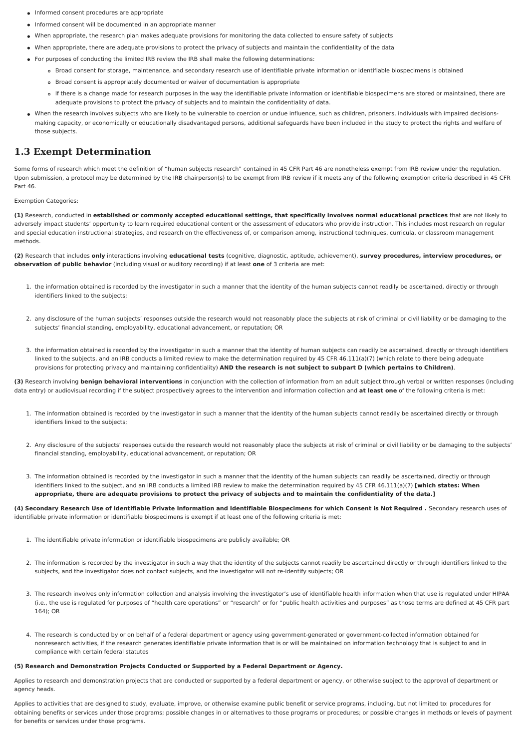- Informed consent procedures are appropriate
- Informed consent will be documented in an appropriate manner
- When appropriate, the research plan makes adequate provisions for monitoring the data collected to ensure safety of subjects
- When appropriate, there are adequate provisions to protect the privacy of subjects and maintain the confidentiality of the data
- For purposes of conducting the limited IRB review the IRB shall make the following determinations:
    - Broad consent for storage, maintenance, and secondary research use of identifiable private information or identifiable biospecimens is obtained
    - Broad consent is appropriately documented or waiver of documentation is appropriate
    - If there is a change made for research purposes in the way the identifiable private information or identifiable biospecimens are stored or maintained, there are adequate provisions to protect the privacy of subjects and to maintain the confidentiality of data.
- When the research involves subjects who are likely to be vulnerable to coercion or undue influence, such as children, prisoners, individuals with impaired decisions-making capacity, or economically or educationally disadvantaged persons, additional safeguards have been included in the study to protect the rights and welfare of those subjects.

## 1.3 Exempt Determination

Some forms of research which meet the definition of "human subjects research" contained in 45 CFR Part 46 are nonetheless exempt from IRB review under the regulation. Upon submission, a protocol may be determined by the IRB chairperson(s) to be exempt from IRB review if it meets any of the following exemption criteria described in 45 CFR Part 46.

Exemption Categories:

**(1)** Research, conducted in **established or commonly accepted educational settings, that specifically involves normal educational practices** that are not likely to adversely impact students' opportunity to learn required educational content or the assessment of educators who provide instruction. This includes most research on regular and special education instructional strategies, and research on the effectiveness of, or comparison among, instructional techniques, curricula, or classroom management methods.

**(2)** Research that includes **only** interactions involving **educational tests** (cognitive, diagnostic, aptitude, achievement), **survey procedures, interview procedures, or observation of public behavior** (including visual or auditory recording) if at least **one** of 3 criteria are met:

1. the information obtained is recorded by the investigator in such a manner that the identity of the human subjects cannot readily be ascertained, directly or through identifiers linked to the subjects;
2. any disclosure of the human subjects' responses outside the research would not reasonably place the subjects at risk of criminal or civil liability or be damaging to the subjects' financial standing, employability, educational advancement, or reputation; OR
3. the information obtained is recorded by the investigator in such a manner that the identity of human subjects can readily be ascertained, directly or through identifiers linked to the subjects, and an IRB conducts a limited review to make the determination required by 45 CFR 46.111(a)(7) (which relate to there being adequate provisions for protecting privacy and maintaining confidentiality) **AND the research is not subject to subpart D (which pertains to Children)**.

**(3)** Research involving **benign behavioral interventions** in conjunction with the collection of information from an adult subject through verbal or written responses (including data entry) or audiovisual recording if the subject prospectively agrees to the intervention and information collection and **at least one** of the following criteria is met:

1. The information obtained is recorded by the investigator in such a manner that the identity of the human subjects cannot readily be ascertained directly or through identifiers linked to the subjects;
2. Any disclosure of the subjects' responses outside the research would not reasonably place the subjects at risk of criminal or civil liability or be damaging to the subjects' financial standing, employability, educational advancement, or reputation; OR
3. The information obtained is recorded by the investigator in such a manner that the identity of the human subjects can readily be ascertained, directly or through identifiers linked to the subject, and an IRB conducts a limited IRB review to make the determination required by 45 CFR 46.111(a)(7) **[which states: When appropriate, there are adequate provisions to protect the privacy of subjects and to maintain the confidentiality of the data.]**

**(4) Secondary Research Use of Identifiable Private Information and Identifiable Biospecimens for which Consent is Not Required .** Secondary research uses of identifiable private information or identifiable biospecimens is exempt if at least one of the following criteria is met:

1. The identifiable private information or identifiable biospecimens are publicly available; OR
2. The information is recorded by the investigator in such a way that the identity of the subjects cannot readily be ascertained directly or through identifiers linked to the subjects, and the investigator does not contact subjects, and the investigator will not re-identify subjects; OR
3. The research involves only information collection and analysis involving the investigator's use of identifiable health information when that use is regulated under HIPAA (i.e., the use is regulated for purposes of "health care operations" or "research" or for "public health activities and purposes" as those terms are defined at 45 CFR part 164); OR
4. The research is conducted by or on behalf of a federal department or agency using government-generated or government-collected information obtained for nonresearch activities, if the research generates identifiable private information that is or will be maintained on information technology that is subject to and in compliance with certain federal statutes

**(5) Research and Demonstration Projects Conducted or Supported by a Federal Department or Agency.**

Applies to research and demonstration projects that are conducted or supported by a federal department or agency, or otherwise subject to the approval of department or agency heads.

Applies to activities that are designed to study, evaluate, improve, or otherwise examine public benefit or service programs, including, but not limited to: procedures for obtaining benefits or services under those programs; possible changes in or alternatives to those programs or procedures; or possible changes in methods or levels of payment for benefits or services under those programs.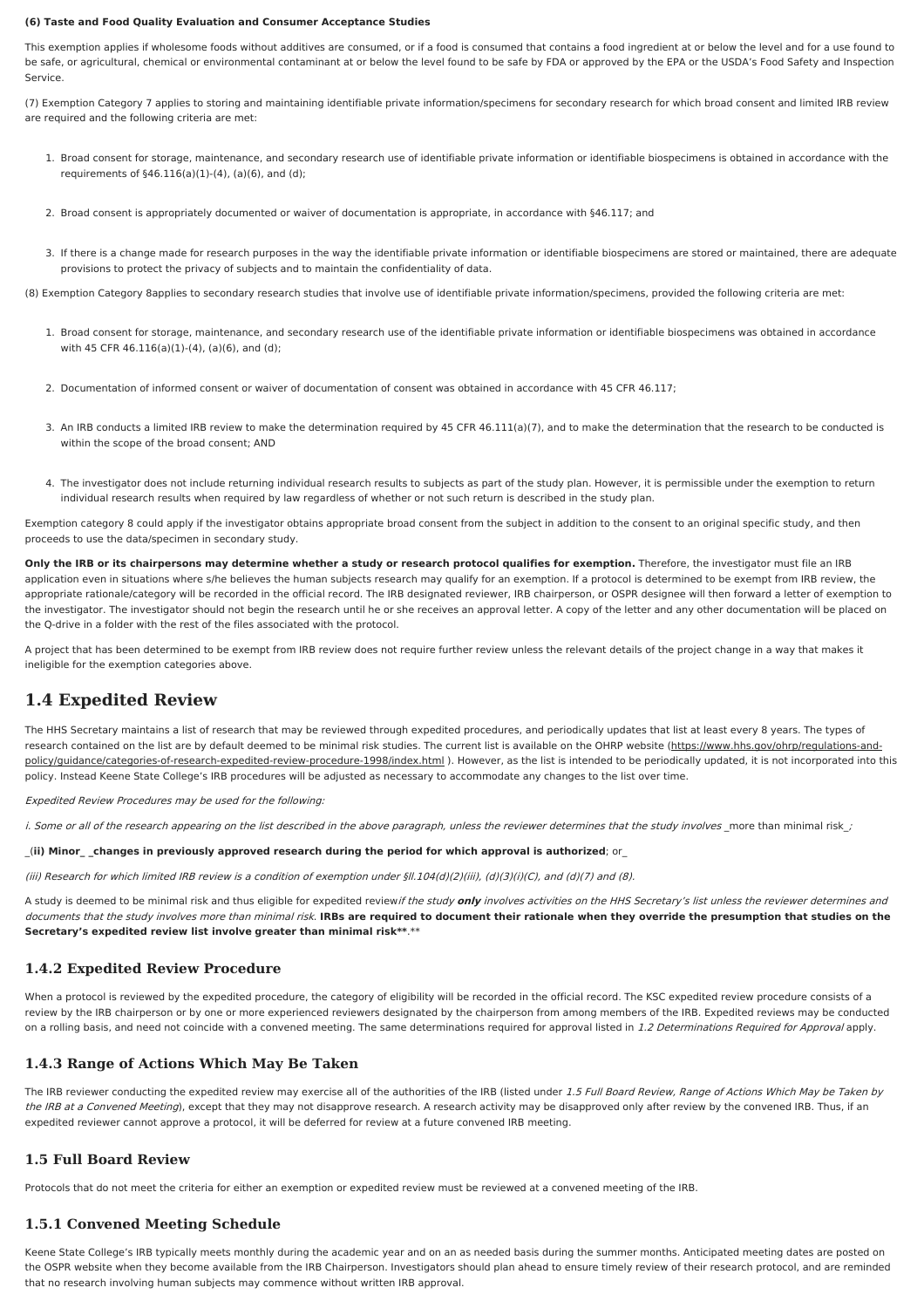**(6) Taste and Food Quality Evaluation and Consumer Acceptance Studies**

This exemption applies if wholesome foods without additives are consumed, or if a food is consumed that contains a food ingredient at or below the level and for a use found to be safe, or agricultural, chemical or environmental contaminant at or below the level found to be safe by FDA or approved by the EPA or the USDA's Food Safety and Inspection Service.

(7) Exemption Category 7 applies to storing and maintaining identifiable private information/specimens for secondary research for which broad consent and limited IRB review are required and the following criteria are met:

1. Broad consent for storage, maintenance, and secondary research use of identifiable private information or identifiable biospecimens is obtained in accordance with the requirements of §46.116(a)(1)-(4), (a)(6), and (d);
2. Broad consent is appropriately documented or waiver of documentation is appropriate, in accordance with §46.117; and
3. If there is a change made for research purposes in the way the identifiable private information or identifiable biospecimens are stored or maintained, there are adequate provisions to protect the privacy of subjects and to maintain the confidentiality of data.

(8) Exemption Category 8applies to secondary research studies that involve use of identifiable private information/specimens, provided the following criteria are met:

1. Broad consent for storage, maintenance, and secondary research use of the identifiable private information or identifiable biospecimens was obtained in accordance with 45 CFR 46.116(a)(1)-(4), (a)(6), and (d);
2. Documentation of informed consent or waiver of documentation of consent was obtained in accordance with 45 CFR 46.117;
3. An IRB conducts a limited IRB review to make the determination required by 45 CFR 46.111(a)(7), and to make the determination that the research to be conducted is within the scope of the broad consent; AND
4. The investigator does not include returning individual research results to subjects as part of the study plan. However, it is permissible under the exemption to return individual research results when required by law regardless of whether or not such return is described in the study plan.

Exemption category 8 could apply if the investigator obtains appropriate broad consent from the subject in addition to the consent to an original specific study, and then proceeds to use the data/specimen in secondary study.

**Only the IRB or its chairpersons may determine whether a study or research protocol qualifies for exemption.** Therefore, the investigator must file an IRB application even in situations where s/he believes the human subjects research may qualify for an exemption. If a protocol is determined to be exempt from IRB review, the appropriate rationale/category will be recorded in the official record. The IRB designated reviewer, IRB chairperson, or OSPR designee will then forward a letter of exemption to the investigator. The investigator should not begin the research until he or she receives an approval letter. A copy of the letter and any other documentation will be placed on the Q-drive in a folder with the rest of the files associated with the protocol.

A project that has been determined to be exempt from IRB review does not require further review unless the relevant details of the project change in a way that makes it ineligible for the exemption categories above.

## 1.4 Expedited Review

The HHS Secretary maintains a list of research that may be reviewed through expedited procedures, and periodically updates that list at least every 8 years. The types of research contained on the list are by default deemed to be minimal risk studies. The current list is available on the OHRP website (https://www.hhs.gov/ohrp/regulations-and-policy/guidance/categories-of-research-expedited-review-procedure-1998/index.html ). However, as the list is intended to be periodically updated, it is not incorporated into this policy. Instead Keene State College's IRB procedures will be adjusted as necessary to accommodate any changes to the list over time.

*Expedited Review Procedures may be used for the following:*

*i. Some or all of the research appearing on the list described in the above paragraph, unless the reviewer determines that the study involves _more than minimal risk_;*

_(**ii) Minor_ _changes in previously approved research during the period for which approval is authorized**; or_

*(iii) Research for which limited IRB review is a condition of exemption under §ll.104(d)(2)(iii), (d)(3)(i)(C), and (d)(7) and (8).*

A study is deemed to be minimal risk and thus eligible for expedited review *if the study **only** involves activities on the HHS Secretary's list unless the reviewer determines and documents that the study involves more than minimal risk.* **IRBs are required to document their rationale when they override the presumption that studies on the Secretary's expedited review list involve greater than minimal risk**.**

### 1.4.2 Expedited Review Procedure

When a protocol is reviewed by the expedited procedure, the category of eligibility will be recorded in the official record. The KSC expedited review procedure consists of a review by the IRB chairperson or by one or more experienced reviewers designated by the chairperson from among members of the IRB. Expedited reviews may be conducted on a rolling basis, and need not coincide with a convened meeting. The same determinations required for approval listed in *1.2 Determinations Required for Approval* apply.

### 1.4.3 Range of Actions Which May Be Taken

The IRB reviewer conducting the expedited review may exercise all of the authorities of the IRB (listed under *1.5 Full Board Review, Range of Actions Which May be Taken by the IRB at a Convened Meeting*), except that they may not disapprove research. A research activity may be disapproved only after review by the convened IRB. Thus, if an expedited reviewer cannot approve a protocol, it will be deferred for review at a future convened IRB meeting.

## 1.5 Full Board Review

Protocols that do not meet the criteria for either an exemption or expedited review must be reviewed at a convened meeting of the IRB.

### 1.5.1 Convened Meeting Schedule

Keene State College's IRB typically meets monthly during the academic year and on an as needed basis during the summer months. Anticipated meeting dates are posted on the OSPR website when they become available from the IRB Chairperson. Investigators should plan ahead to ensure timely review of their research protocol, and are reminded that no research involving human subjects may commence without written IRB approval.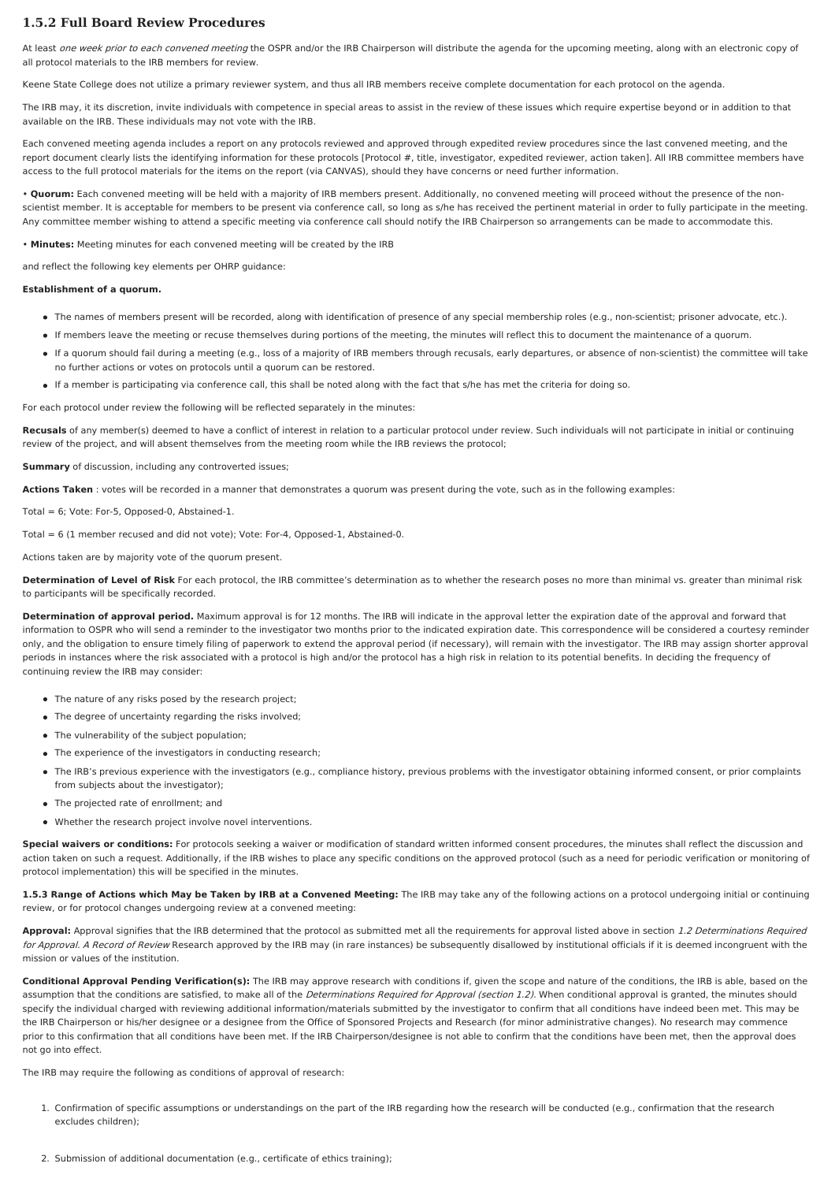## 1.5.2 Full Board Review Procedures

At least *one week prior to each convened meeting* the OSPR and/or the IRB Chairperson will distribute the agenda for the upcoming meeting, along with an electronic copy of all protocol materials to the IRB members for review.

Keene State College does not utilize a primary reviewer system, and thus all IRB members receive complete documentation for each protocol on the agenda.

The IRB may, it its discretion, invite individuals with competence in special areas to assist in the review of these issues which require expertise beyond or in addition to that available on the IRB. These individuals may not vote with the IRB.

Each convened meeting agenda includes a report on any protocols reviewed and approved through expedited review procedures since the last convened meeting, and the report document clearly lists the identifying information for these protocols [Protocol #, title, investigator, expedited reviewer, action taken]. All IRB committee members have access to the full protocol materials for the items on the report (via CANVAS), should they have concerns or need further information.

• **Quorum:** Each convened meeting will be held with a majority of IRB members present. Additionally, no convened meeting will proceed without the presence of the non-scientist member. It is acceptable for members to be present via conference call, so long as s/he has received the pertinent material in order to fully participate in the meeting. Any committee member wishing to attend a specific meeting via conference call should notify the IRB Chairperson so arrangements can be made to accommodate this.

• **Minutes:** Meeting minutes for each convened meeting will be created by the IRB

and reflect the following key elements per OHRP guidance:

**Establishment of a quorum.**

- The names of members present will be recorded, along with identification of presence of any special membership roles (e.g., non-scientist; prisoner advocate, etc.).
- If members leave the meeting or recuse themselves during portions of the meeting, the minutes will reflect this to document the maintenance of a quorum.
- If a quorum should fail during a meeting (e.g., loss of a majority of IRB members through recusals, early departures, or absence of non-scientist) the committee will take no further actions or votes on protocols until a quorum can be restored.
- If a member is participating via conference call, this shall be noted along with the fact that s/he has met the criteria for doing so.

For each protocol under review the following will be reflected separately in the minutes:

**Recusals** of any member(s) deemed to have a conflict of interest in relation to a particular protocol under review. Such individuals will not participate in initial or continuing review of the project, and will absent themselves from the meeting room while the IRB reviews the protocol;

**Summary** of discussion, including any controverted issues;

**Actions Taken** : votes will be recorded in a manner that demonstrates a quorum was present during the vote, such as in the following examples:

Total = 6; Vote: For-5, Opposed-0, Abstained-1.

Total = 6 (1 member recused and did not vote); Vote: For-4, Opposed-1, Abstained-0.

Actions taken are by majority vote of the quorum present.

**Determination of Level of Risk** For each protocol, the IRB committee's determination as to whether the research poses no more than minimal vs. greater than minimal risk to participants will be specifically recorded.

**Determination of approval period.** Maximum approval is for 12 months. The IRB will indicate in the approval letter the expiration date of the approval and forward that information to OSPR who will send a reminder to the investigator two months prior to the indicated expiration date. This correspondence will be considered a courtesy reminder only, and the obligation to ensure timely filing of paperwork to extend the approval period (if necessary), will remain with the investigator. The IRB may assign shorter approval periods in instances where the risk associated with a protocol is high and/or the protocol has a high risk in relation to its potential benefits. In deciding the frequency of continuing review the IRB may consider:

- The nature of any risks posed by the research project;
- The degree of uncertainty regarding the risks involved;
- The vulnerability of the subject population;
- The experience of the investigators in conducting research;
- The IRB's previous experience with the investigators (e.g., compliance history, previous problems with the investigator obtaining informed consent, or prior complaints from subjects about the investigator);
- The projected rate of enrollment; and
- Whether the research project involve novel interventions.

**Special waivers or conditions:** For protocols seeking a waiver or modification of standard written informed consent procedures, the minutes shall reflect the discussion and action taken on such a request. Additionally, if the IRB wishes to place any specific conditions on the approved protocol (such as a need for periodic verification or monitoring of protocol implementation) this will be specified in the minutes.

**1.5.3 Range of Actions which May be Taken by IRB at a Convened Meeting:** The IRB may take any of the following actions on a protocol undergoing initial or continuing review, or for protocol changes undergoing review at a convened meeting:

**Approval:** Approval signifies that the IRB determined that the protocol as submitted met all the requirements for approval listed above in section *1.2 Determinations Required for Approval. A Record of Review* Research approved by the IRB may (in rare instances) be subsequently disallowed by institutional officials if it is deemed incongruent with the mission or values of the institution.

**Conditional Approval Pending Verification(s):** The IRB may approve research with conditions if, given the scope and nature of the conditions, the IRB is able, based on the assumption that the conditions are satisfied, to make all of the *Determinations Required for Approval (section 1.2)*. When conditional approval is granted, the minutes should specify the individual charged with reviewing additional information/materials submitted by the investigator to confirm that all conditions have indeed been met. This may be the IRB Chairperson or his/her designee or a designee from the Office of Sponsored Projects and Research (for minor administrative changes). No research may commence prior to this confirmation that all conditions have been met. If the IRB Chairperson/designee is not able to confirm that the conditions have been met, then the approval does not go into effect.

The IRB may require the following as conditions of approval of research:

1. Confirmation of specific assumptions or understandings on the part of the IRB regarding how the research will be conducted (e.g., confirmation that the research excludes children);
2. Submission of additional documentation (e.g., certificate of ethics training);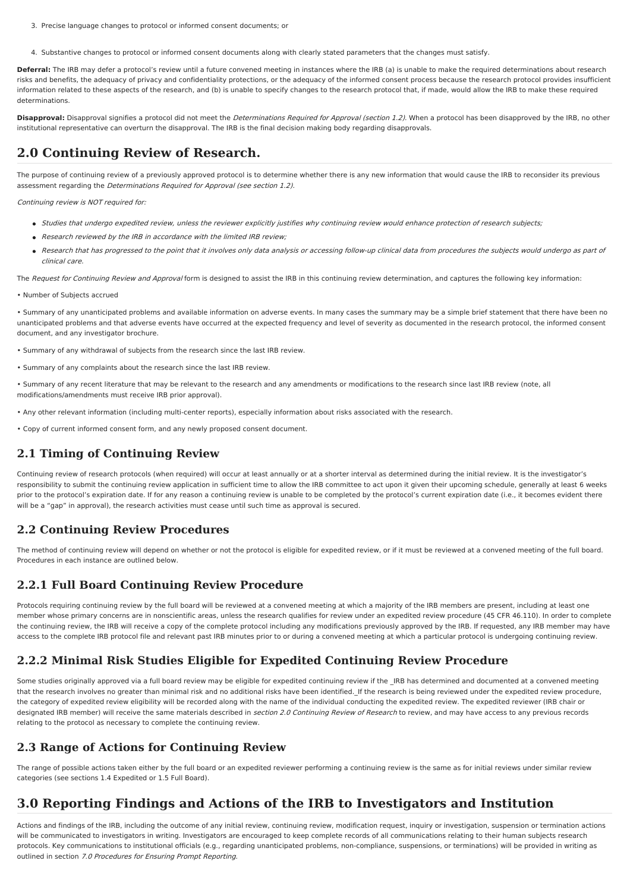3. Precise language changes to protocol or informed consent documents; or

4. Substantive changes to protocol or informed consent documents along with clearly stated parameters that the changes must satisfy.

**Deferral:** The IRB may defer a protocol's review until a future convened meeting in instances where the IRB (a) is unable to make the required determinations about research risks and benefits, the adequacy of privacy and confidentiality protections, or the adequacy of the informed consent process because the research protocol provides insufficient information related to these aspects of the research, and (b) is unable to specify changes to the research protocol that, if made, would allow the IRB to make these required determinations.

**Disapproval:** Disapproval signifies a protocol did not meet the *Determinations Required for Approval (section 1.2).* When a protocol has been disapproved by the IRB, no other institutional representative can overturn the disapproval. The IRB is the final decision making body regarding disapprovals.

# 2.0 Continuing Review of Research.

The purpose of continuing review of a previously approved protocol is to determine whether there is any new information that would cause the IRB to reconsider its previous assessment regarding the *Determinations Required for Approval (see section 1.2).*

*Continuing review is NOT required for:*

- *Studies that undergo expedited review, unless the reviewer explicitly justifies why continuing review would enhance protection of research subjects;*
- *Research reviewed by the IRB in accordance with the limited IRB review;*
- *Research that has progressed to the point that it involves only data analysis or accessing follow-up clinical data from procedures the subjects would undergo as part of clinical care.*

The *Request for Continuing Review and Approval* form is designed to assist the IRB in this continuing review determination, and captures the following key information:

• Number of Subjects accrued

• Summary of any unanticipated problems and available information on adverse events. In many cases the summary may be a simple brief statement that there have been no unanticipated problems and that adverse events have occurred at the expected frequency and level of severity as documented in the research protocol, the informed consent document, and any investigator brochure.

• Summary of any withdrawal of subjects from the research since the last IRB review.

• Summary of any complaints about the research since the last IRB review.

• Summary of any recent literature that may be relevant to the research and any amendments or modifications to the research since last IRB review (note, all modifications/amendments must receive IRB prior approval).

• Any other relevant information (including multi-center reports), especially information about risks associated with the research.

• Copy of current informed consent form, and any newly proposed consent document.

## 2.1 Timing of Continuing Review

Continuing review of research protocols (when required) will occur at least annually or at a shorter interval as determined during the initial review. It is the investigator's responsibility to submit the continuing review application in sufficient time to allow the IRB committee to act upon it given their upcoming schedule, generally at least 6 weeks prior to the protocol's expiration date. If for any reason a continuing review is unable to be completed by the protocol's current expiration date (i.e., it becomes evident there will be a "gap" in approval), the research activities must cease until such time as approval is secured.

## 2.2 Continuing Review Procedures

The method of continuing review will depend on whether or not the protocol is eligible for expedited review, or if it must be reviewed at a convened meeting of the full board. Procedures in each instance are outlined below.

## 2.2.1 Full Board Continuing Review Procedure

Protocols requiring continuing review by the full board will be reviewed at a convened meeting at which a majority of the IRB members are present, including at least one member whose primary concerns are in nonscientific areas, unless the research qualifies for review under an expedited review procedure (45 CFR 46.110). In order to complete the continuing review, the IRB will receive a copy of the complete protocol including any modifications previously approved by the IRB. If requested, any IRB member may have access to the complete IRB protocol file and relevant past IRB minutes prior to or during a convened meeting at which a particular protocol is undergoing continuing review.

## 2.2.2 Minimal Risk Studies Eligible for Expedited Continuing Review Procedure

Some studies originally approved via a full board review may be eligible for expedited continuing review if the _IRB has determined and documented at a convened meeting that the research involves no greater than minimal risk and no additional risks have been identified._If the research is being reviewed under the expedited review procedure, the category of expedited review eligibility will be recorded along with the name of the individual conducting the expedited review. The expedited reviewer (IRB chair or designated IRB member) will receive the same materials described in *section 2.0 Continuing Review of Research* to review, and may have access to any previous records relating to the protocol as necessary to complete the continuing review.

## 2.3 Range of Actions for Continuing Review

The range of possible actions taken either by the full board or an expedited reviewer performing a continuing review is the same as for initial reviews under similar review categories (see sections 1.4 Expedited or 1.5 Full Board).

# 3.0 Reporting Findings and Actions of the IRB to Investigators and Institution

Actions and findings of the IRB, including the outcome of any initial review, continuing review, modification request, inquiry or investigation, suspension or termination actions will be communicated to investigators in writing. Investigators are encouraged to keep complete records of all communications relating to their human subjects research protocols. Key communications to institutional officials (e.g., regarding unanticipated problems, non-compliance, suspensions, or terminations) will be provided in writing as outlined in section *7.0 Procedures for Ensuring Prompt Reporting.*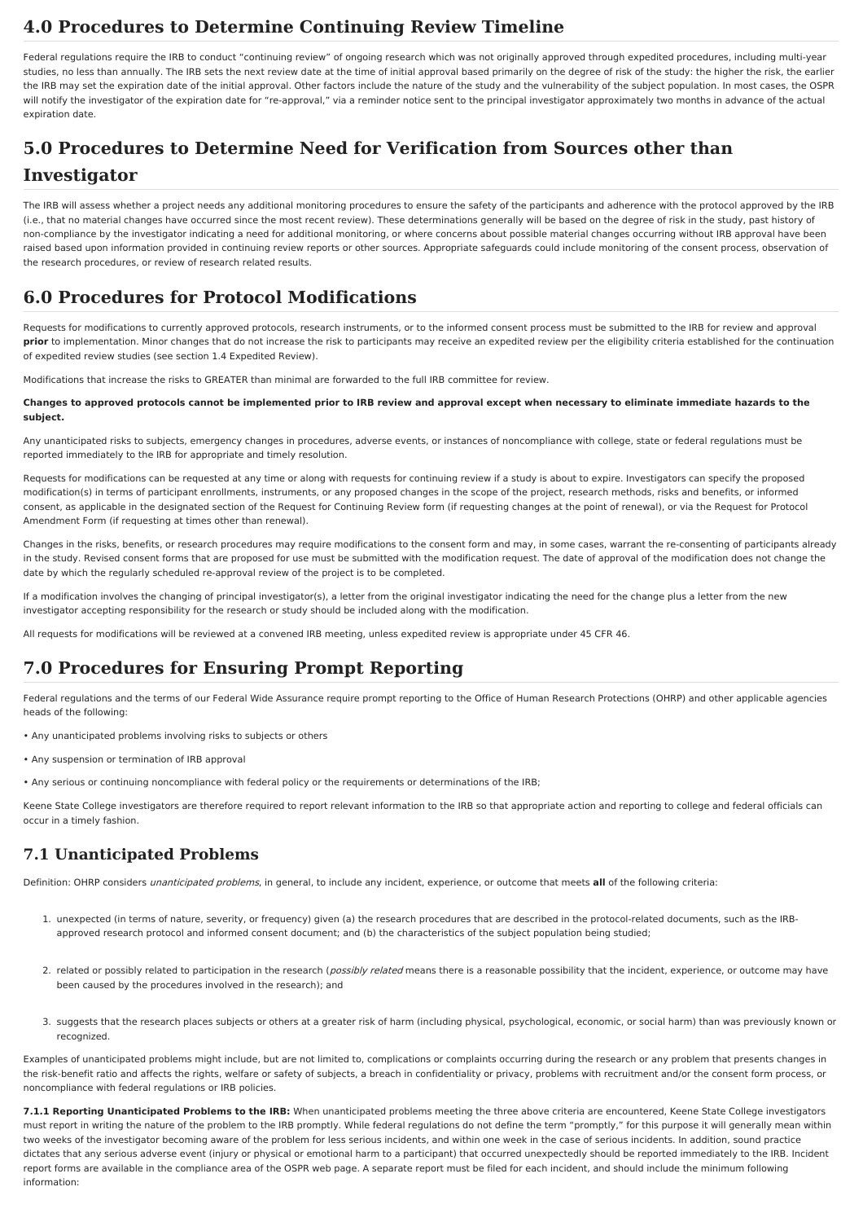# 4.0 Procedures to Determine Continuing Review Timeline

Federal regulations require the IRB to conduct "continuing review" of ongoing research which was not originally approved through expedited procedures, including multi-year studies, no less than annually. The IRB sets the next review date at the time of initial approval based primarily on the degree of risk of the study: the higher the risk, the earlier the IRB may set the expiration date of the initial approval. Other factors include the nature of the study and the vulnerability of the subject population. In most cases, the OSPR will notify the investigator of the expiration date for "re-approval," via a reminder notice sent to the principal investigator approximately two months in advance of the actual expiration date.

# 5.0 Procedures to Determine Need for Verification from Sources other than Investigator

The IRB will assess whether a project needs any additional monitoring procedures to ensure the safety of the participants and adherence with the protocol approved by the IRB (i.e., that no material changes have occurred since the most recent review). These determinations generally will be based on the degree of risk in the study, past history of non-compliance by the investigator indicating a need for additional monitoring, or where concerns about possible material changes occurring without IRB approval have been raised based upon information provided in continuing review reports or other sources. Appropriate safeguards could include monitoring of the consent process, observation of the research procedures, or review of research related results.

# 6.0 Procedures for Protocol Modifications

Requests for modifications to currently approved protocols, research instruments, or to the informed consent process must be submitted to the IRB for review and approval **prior** to implementation. Minor changes that do not increase the risk to participants may receive an expedited review per the eligibility criteria established for the continuation of expedited review studies (see section 1.4 Expedited Review).

Modifications that increase the risks to GREATER than minimal are forwarded to the full IRB committee for review.

**Changes to approved protocols cannot be implemented prior to IRB review and approval except when necessary to eliminate immediate hazards to the subject.**

Any unanticipated risks to subjects, emergency changes in procedures, adverse events, or instances of noncompliance with college, state or federal regulations must be reported immediately to the IRB for appropriate and timely resolution.

Requests for modifications can be requested at any time or along with requests for continuing review if a study is about to expire. Investigators can specify the proposed modification(s) in terms of participant enrollments, instruments, or any proposed changes in the scope of the project, research methods, risks and benefits, or informed consent, as applicable in the designated section of the Request for Continuing Review form (if requesting changes at the point of renewal), or via the Request for Protocol Amendment Form (if requesting at times other than renewal).

Changes in the risks, benefits, or research procedures may require modifications to the consent form and may, in some cases, warrant the re-consenting of participants already in the study. Revised consent forms that are proposed for use must be submitted with the modification request. The date of approval of the modification does not change the date by which the regularly scheduled re-approval review of the project is to be completed.

If a modification involves the changing of principal investigator(s), a letter from the original investigator indicating the need for the change plus a letter from the new investigator accepting responsibility for the research or study should be included along with the modification.

All requests for modifications will be reviewed at a convened IRB meeting, unless expedited review is appropriate under 45 CFR 46.

# 7.0 Procedures for Ensuring Prompt Reporting

Federal regulations and the terms of our Federal Wide Assurance require prompt reporting to the Office of Human Research Protections (OHRP) and other applicable agencies heads of the following:

- Any unanticipated problems involving risks to subjects or others
- Any suspension or termination of IRB approval
- Any serious or continuing noncompliance with federal policy or the requirements or determinations of the IRB;

Keene State College investigators are therefore required to report relevant information to the IRB so that appropriate action and reporting to college and federal officials can occur in a timely fashion.

## 7.1 Unanticipated Problems

Definition: OHRP considers *unanticipated problems*, in general, to include any incident, experience, or outcome that meets **all** of the following criteria:

1. unexpected (in terms of nature, severity, or frequency) given (a) the research procedures that are described in the protocol-related documents, such as the IRB-approved research protocol and informed consent document; and (b) the characteristics of the subject population being studied;
2. related or possibly related to participation in the research (*possibly related* means there is a reasonable possibility that the incident, experience, or outcome may have been caused by the procedures involved in the research); and
3. suggests that the research places subjects or others at a greater risk of harm (including physical, psychological, economic, or social harm) than was previously known or recognized.

Examples of unanticipated problems might include, but are not limited to, complications or complaints occurring during the research or any problem that presents changes in the risk-benefit ratio and affects the rights, welfare or safety of subjects, a breach in confidentiality or privacy, problems with recruitment and/or the consent form process, or noncompliance with federal regulations or IRB policies.

**7.1.1 Reporting Unanticipated Problems to the IRB:** When unanticipated problems meeting the three above criteria are encountered, Keene State College investigators must report in writing the nature of the problem to the IRB promptly. While federal regulations do not define the term "promptly," for this purpose it will generally mean within two weeks of the investigator becoming aware of the problem for less serious incidents, and within one week in the case of serious incidents. In addition, sound practice dictates that any serious adverse event (injury or physical or emotional harm to a participant) that occurred unexpectedly should be reported immediately to the IRB. Incident report forms are available in the compliance area of the OSPR web page. A separate report must be filed for each incident, and should include the minimum following information: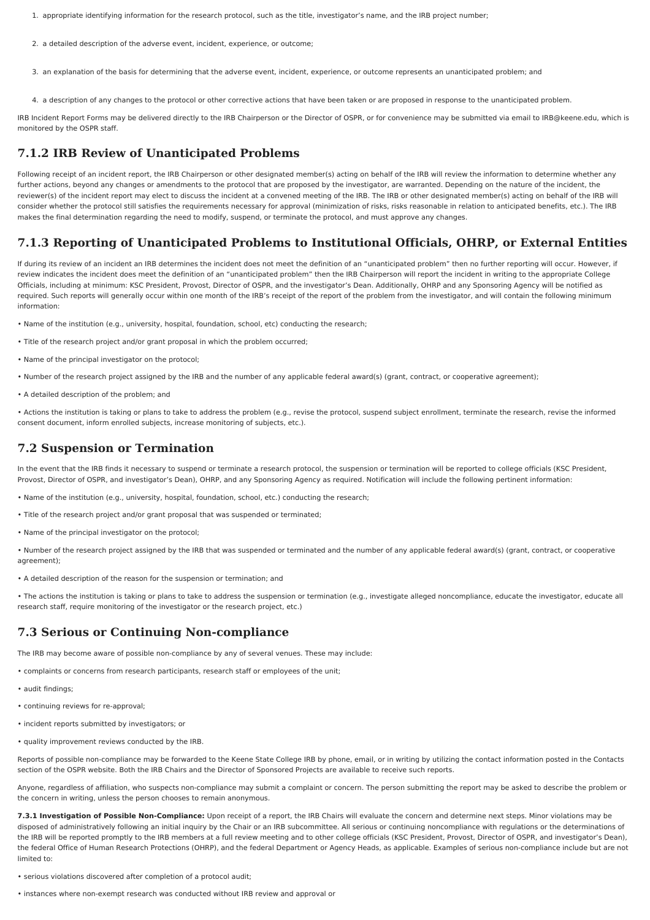1. appropriate identifying information for the research protocol, such as the title, investigator's name, and the IRB project number;
2. a detailed description of the adverse event, incident, experience, or outcome;
3. an explanation of the basis for determining that the adverse event, incident, experience, or outcome represents an unanticipated problem; and
4. a description of any changes to the protocol or other corrective actions that have been taken or are proposed in response to the unanticipated problem.

IRB Incident Report Forms may be delivered directly to the IRB Chairperson or the Director of OSPR, or for convenience may be submitted via email to IRB@keene.edu, which is monitored by the OSPR staff.

## 7.1.2 IRB Review of Unanticipated Problems

Following receipt of an incident report, the IRB Chairperson or other designated member(s) acting on behalf of the IRB will review the information to determine whether any further actions, beyond any changes or amendments to the protocol that are proposed by the investigator, are warranted. Depending on the nature of the incident, the reviewer(s) of the incident report may elect to discuss the incident at a convened meeting of the IRB. The IRB or other designated member(s) acting on behalf of the IRB will consider whether the protocol still satisfies the requirements necessary for approval (minimization of risks, risks reasonable in relation to anticipated benefits, etc.). The IRB makes the final determination regarding the need to modify, suspend, or terminate the protocol, and must approve any changes.

## 7.1.3 Reporting of Unanticipated Problems to Institutional Officials, OHRP, or External Entities

If during its review of an incident an IRB determines the incident does not meet the definition of an "unanticipated problem" then no further reporting will occur. However, if review indicates the incident does meet the definition of an "unanticipated problem" then the IRB Chairperson will report the incident in writing to the appropriate College Officials, including at minimum: KSC President, Provost, Director of OSPR, and the investigator's Dean. Additionally, OHRP and any Sponsoring Agency will be notified as required. Such reports will generally occur within one month of the IRB's receipt of the report of the problem from the investigator, and will contain the following minimum information:

• Name of the institution (e.g., university, hospital, foundation, school, etc) conducting the research;

• Title of the research project and/or grant proposal in which the problem occurred;

• Name of the principal investigator on the protocol;

• Number of the research project assigned by the IRB and the number of any applicable federal award(s) (grant, contract, or cooperative agreement);

• A detailed description of the problem; and

• Actions the institution is taking or plans to take to address the problem (e.g., revise the protocol, suspend subject enrollment, terminate the research, revise the informed consent document, inform enrolled subjects, increase monitoring of subjects, etc.).

## 7.2 Suspension or Termination

In the event that the IRB finds it necessary to suspend or terminate a research protocol, the suspension or termination will be reported to college officials (KSC President, Provost, Director of OSPR, and investigator's Dean), OHRP, and any Sponsoring Agency as required. Notification will include the following pertinent information:

• Name of the institution (e.g., university, hospital, foundation, school, etc.) conducting the research;

• Title of the research project and/or grant proposal that was suspended or terminated;

• Name of the principal investigator on the protocol;

• Number of the research project assigned by the IRB that was suspended or terminated and the number of any applicable federal award(s) (grant, contract, or cooperative agreement);

• A detailed description of the reason for the suspension or termination; and

• The actions the institution is taking or plans to take to address the suspension or termination (e.g., investigate alleged noncompliance, educate the investigator, educate all research staff, require monitoring of the investigator or the research project, etc.)

## 7.3 Serious or Continuing Non-compliance

The IRB may become aware of possible non-compliance by any of several venues. These may include:

• complaints or concerns from research participants, research staff or employees of the unit;

• audit findings;

• continuing reviews for re-approval;

• incident reports submitted by investigators; or

• quality improvement reviews conducted by the IRB.

Reports of possible non-compliance may be forwarded to the Keene State College IRB by phone, email, or in writing by utilizing the contact information posted in the Contacts section of the OSPR website. Both the IRB Chairs and the Director of Sponsored Projects are available to receive such reports.

Anyone, regardless of affiliation, who suspects non-compliance may submit a complaint or concern. The person submitting the report may be asked to describe the problem or the concern in writing, unless the person chooses to remain anonymous.

**7.3.1 Investigation of Possible Non-Compliance:** Upon receipt of a report, the IRB Chairs will evaluate the concern and determine next steps. Minor violations may be disposed of administratively following an initial inquiry by the Chair or an IRB subcommittee. All serious or continuing noncompliance with regulations or the determinations of the IRB will be reported promptly to the IRB members at a full review meeting and to other college officials (KSC President, Provost, Director of OSPR, and investigator's Dean), the federal Office of Human Research Protections (OHRP), and the federal Department or Agency Heads, as applicable. Examples of serious non-compliance include but are not limited to:

• serious violations discovered after completion of a protocol audit;

• instances where non-exempt research was conducted without IRB review and approval or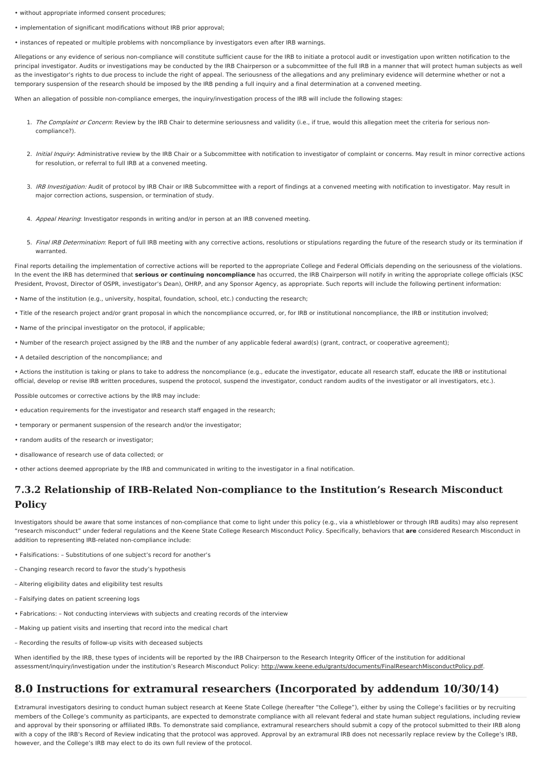- without appropriate informed consent procedures;
- implementation of significant modifications without IRB prior approval;
- instances of repeated or multiple problems with noncompliance by investigators even after IRB warnings.

Allegations or any evidence of serious non-compliance will constitute sufficient cause for the IRB to initiate a protocol audit or investigation upon written notification to the principal investigator. Audits or investigations may be conducted by the IRB Chairperson or a subcommittee of the full IRB in a manner that will protect human subjects as well as the investigator's rights to due process to include the right of appeal. The seriousness of the allegations and any preliminary evidence will determine whether or not a temporary suspension of the research should be imposed by the IRB pending a full inquiry and a final determination at a convened meeting.

When an allegation of possible non-compliance emerges, the inquiry/investigation process of the IRB will include the following stages:

1. *The Complaint or Concern*: Review by the IRB Chair to determine seriousness and validity (i.e., if true, would this allegation meet the criteria for serious non-compliance?).
2. *Initial Inquiry*: Administrative review by the IRB Chair or a Subcommittee with notification to investigator of complaint or concerns. May result in minor corrective actions for resolution, or referral to full IRB at a convened meeting.
3. *IRB Investigation:* Audit of protocol by IRB Chair or IRB Subcommittee with a report of findings at a convened meeting with notification to investigator. May result in major correction actions, suspension, or termination of study.
4. *Appeal Hearing*: Investigator responds in writing and/or in person at an IRB convened meeting.
5. *Final IRB Determination*: Report of full IRB meeting with any corrective actions, resolutions or stipulations regarding the future of the research study or its termination if warranted.

Final reports detailing the implementation of corrective actions will be reported to the appropriate College and Federal Officials depending on the seriousness of the violations. In the event the IRB has determined that **serious or continuing noncompliance** has occurred, the IRB Chairperson will notify in writing the appropriate college officials (KSC President, Provost, Director of OSPR, investigator's Dean), OHRP, and any Sponsor Agency, as appropriate. Such reports will include the following pertinent information:

- Name of the institution (e.g., university, hospital, foundation, school, etc.) conducting the research;
- Title of the research project and/or grant proposal in which the noncompliance occurred, or, for IRB or institutional noncompliance, the IRB or institution involved;
- Name of the principal investigator on the protocol, if applicable;
- Number of the research project assigned by the IRB and the number of any applicable federal award(s) (grant, contract, or cooperative agreement);
- A detailed description of the noncompliance; and
- Actions the institution is taking or plans to take to address the noncompliance (e.g., educate the investigator, educate all research staff, educate the IRB or institutional official, develop or revise IRB written procedures, suspend the protocol, suspend the investigator, conduct random audits of the investigator or all investigators, etc.).

Possible outcomes or corrective actions by the IRB may include:

- education requirements for the investigator and research staff engaged in the research;
- temporary or permanent suspension of the research and/or the investigator;
- random audits of the research or investigator;
- disallowance of research use of data collected; or
- other actions deemed appropriate by the IRB and communicated in writing to the investigator in a final notification.

### 7.3.2 Relationship of IRB-Related Non-compliance to the Institution's Research Misconduct Policy

Investigators should be aware that some instances of non-compliance that come to light under this policy (e.g., via a whistleblower or through IRB audits) may also represent "research misconduct" under federal regulations and the Keene State College Research Misconduct Policy. Specifically, behaviors that **are** considered Research Misconduct in addition to representing IRB-related non-compliance include:

- Falsifications: – Substitutions of one subject's record for another's

– Changing research record to favor the study's hypothesis

– Altering eligibility dates and eligibility test results

– Falsifying dates on patient screening logs

- Fabrications: – Not conducting interviews with subjects and creating records of the interview

– Making up patient visits and inserting that record into the medical chart

– Recording the results of follow-up visits with deceased subjects

When identified by the IRB, these types of incidents will be reported by the IRB Chairperson to the Research Integrity Officer of the institution for additional assessment/inquiry/investigation under the institution's Research Misconduct Policy: http://www.keene.edu/grants/documents/FinalResearchMisconductPolicy.pdf.

## 8.0 Instructions for extramural researchers (Incorporated by addendum 10/30/14)

Extramural investigators desiring to conduct human subject research at Keene State College (hereafter "the College"), either by using the College's facilities or by recruiting members of the College's community as participants, are expected to demonstrate compliance with all relevant federal and state human subject regulations, including review and approval by their sponsoring or affiliated IRBs. To demonstrate said compliance, extramural researchers should submit a copy of the protocol submitted to their IRB along with a copy of the IRB's Record of Review indicating that the protocol was approved. Approval by an extramural IRB does not necessarily replace review by the College's IRB, however, and the College's IRB may elect to do its own full review of the protocol.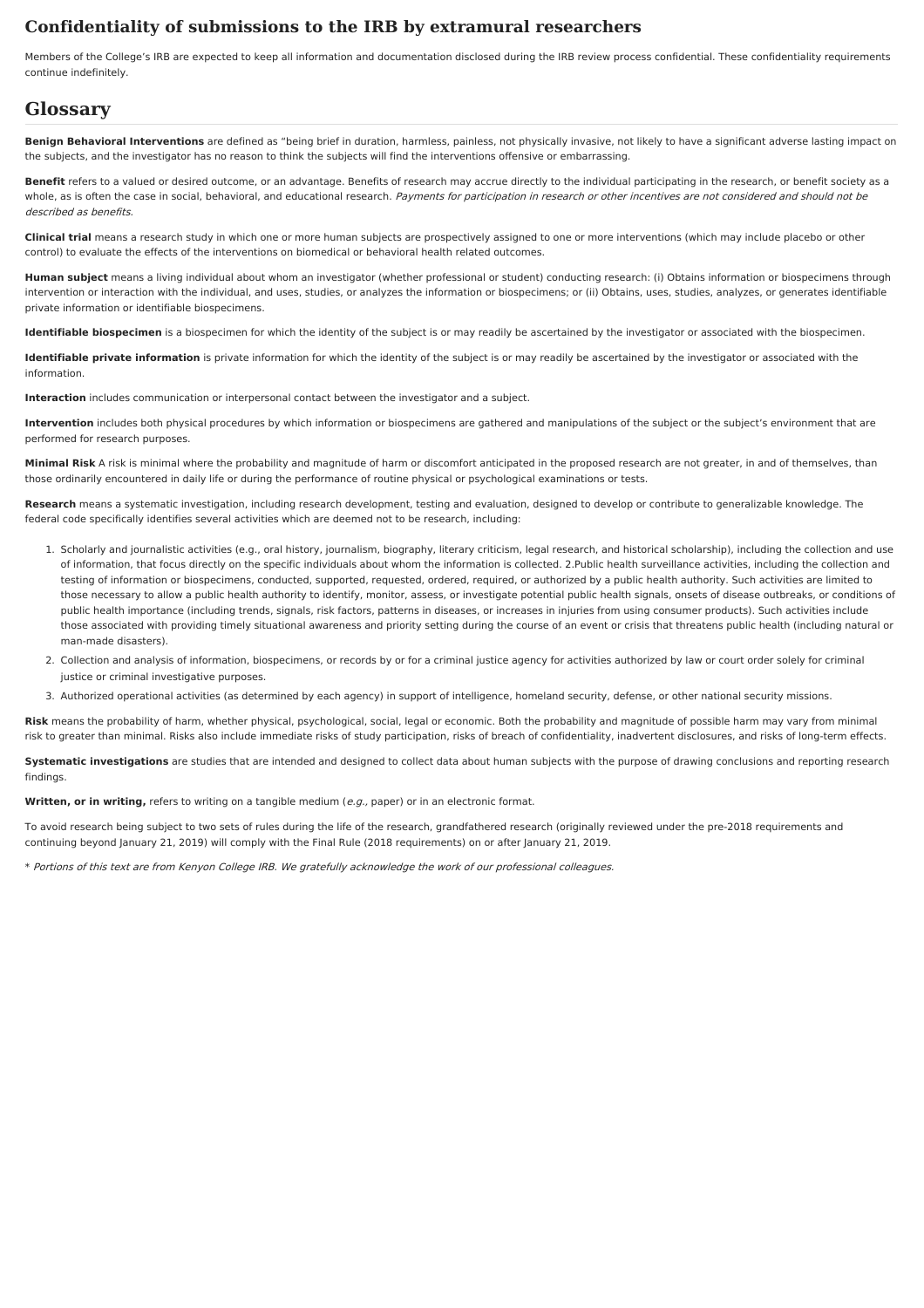## Confidentiality of submissions to the IRB by extramural researchers

Members of the College's IRB are expected to keep all information and documentation disclosed during the IRB review process confidential. These confidentiality requirements continue indefinitely.

## Glossary

**Benign Behavioral Interventions** are defined as "being brief in duration, harmless, painless, not physically invasive, not likely to have a significant adverse lasting impact on the subjects, and the investigator has no reason to think the subjects will find the interventions offensive or embarrassing.

**Benefit** refers to a valued or desired outcome, or an advantage. Benefits of research may accrue directly to the individual participating in the research, or benefit society as a whole, as is often the case in social, behavioral, and educational research. *Payments for participation in research or other incentives are not considered and should not be described as benefits.*

**Clinical trial** means a research study in which one or more human subjects are prospectively assigned to one or more interventions (which may include placebo or other control) to evaluate the effects of the interventions on biomedical or behavioral health related outcomes.

**Human subject** means a living individual about whom an investigator (whether professional or student) conducting research: (i) Obtains information or biospecimens through intervention or interaction with the individual, and uses, studies, or analyzes the information or biospecimens; or (ii) Obtains, uses, studies, analyzes, or generates identifiable private information or identifiable biospecimens.

**Identifiable biospecimen** is a biospecimen for which the identity of the subject is or may readily be ascertained by the investigator or associated with the biospecimen.

**Identifiable private information** is private information for which the identity of the subject is or may readily be ascertained by the investigator or associated with the information.

**Interaction** includes communication or interpersonal contact between the investigator and a subject.

**Intervention** includes both physical procedures by which information or biospecimens are gathered and manipulations of the subject or the subject's environment that are performed for research purposes.

**Minimal Risk** A risk is minimal where the probability and magnitude of harm or discomfort anticipated in the proposed research are not greater, in and of themselves, than those ordinarily encountered in daily life or during the performance of routine physical or psychological examinations or tests.

**Research** means a systematic investigation, including research development, testing and evaluation, designed to develop or contribute to generalizable knowledge. The federal code specifically identifies several activities which are deemed not to be research, including:

1. Scholarly and journalistic activities (e.g., oral history, journalism, biography, literary criticism, legal research, and historical scholarship), including the collection and use of information, that focus directly on the specific individuals about whom the information is collected. 2.Public health surveillance activities, including the collection and testing of information or biospecimens, conducted, supported, requested, ordered, required, or authorized by a public health authority. Such activities are limited to those necessary to allow a public health authority to identify, monitor, assess, or investigate potential public health signals, onsets of disease outbreaks, or conditions of public health importance (including trends, signals, risk factors, patterns in diseases, or increases in injuries from using consumer products). Such activities include those associated with providing timely situational awareness and priority setting during the course of an event or crisis that threatens public health (including natural or man-made disasters).
2. Collection and analysis of information, biospecimens, or records by or for a criminal justice agency for activities authorized by law or court order solely for criminal justice or criminal investigative purposes.
3. Authorized operational activities (as determined by each agency) in support of intelligence, homeland security, defense, or other national security missions.

**Risk** means the probability of harm, whether physical, psychological, social, legal or economic. Both the probability and magnitude of possible harm may vary from minimal risk to greater than minimal. Risks also include immediate risks of study participation, risks of breach of confidentiality, inadvertent disclosures, and risks of long-term effects.

**Systematic investigations** are studies that are intended and designed to collect data about human subjects with the purpose of drawing conclusions and reporting research findings.

**Written, or in writing,** refers to writing on a tangible medium (*e.g.,* paper) or in an electronic format.

To avoid research being subject to two sets of rules during the life of the research, grandfathered research (originally reviewed under the pre-2018 requirements and continuing beyond January 21, 2019) will comply with the Final Rule (2018 requirements) on or after January 21, 2019.

\* *Portions of this text are from Kenyon College IRB. We gratefully acknowledge the work of our professional colleagues.*